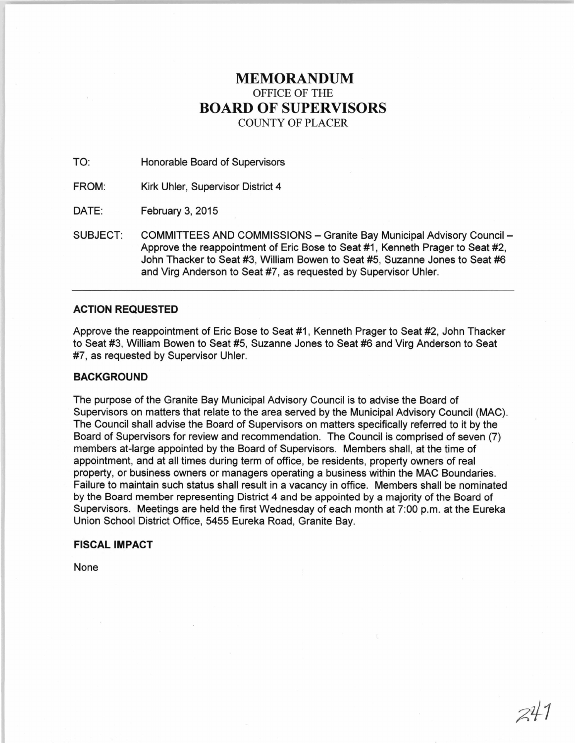# MEMORANDUM

OFFICE OF THE

# BOARD OF SUPERVISORS

COUNTY OF PLACER

TO: Honorable Board of Supervisors

FROM: Kirk Uhler, Supervisor District 4

DATE: February 3, 2015

SUBJECT: COMMITTEES AND COMMISSIONS – Granite Bay Municipal Advisory Council – Approve the reappointment of Eric Bose to Seat #1, Kenneth Prager to Seat #2, John Thacker to Seat #3, William Bowen to Seat #5, Suzanne Jones to Seat #6 and Virg Anderson to Seat #7, as requested by Supervisor Uhler.

---

### ACTION REQUESTED

Approve the reappointment of Eric Bose to Seat #1, Kenneth Prager to Seat #2, John Thacker to Seat #3, William Bowen to Seat #5, Suzanne Jones to Seat #6 and Virg Anderson to Seat #7, as requested by Supervisor Uhler.

### BACKGROUND

The purpose of the Granite Bay Municipal Advisory Council is to advise the Board of Supervisors on matters that relate to the area served by the Municipal Advisory Council (MAC). The Council shall advise the Board of Supervisors on matters specifically referred to it by the Board of Supervisors for review and recommendation. The Council is comprised of seven (7) members at-large appointed by the Board of Supervisors. Members shall, at the time of appointment, and at all times during term of office, be residents, property owners of real property, or business owners or managers operating a business within the MAC Boundaries. Failure to maintain such status shall result in a vacancy in office. Members shall be nominated by the Board member representing District 4 and be appointed by a majority of the Board of Supervisors. Meetings are held the first Wednesday of each month at 7:00 p.m. at the Eureka Union School District Office, 5455 Eureka Road, Granite Bay.

### FISCAL IMPACT

None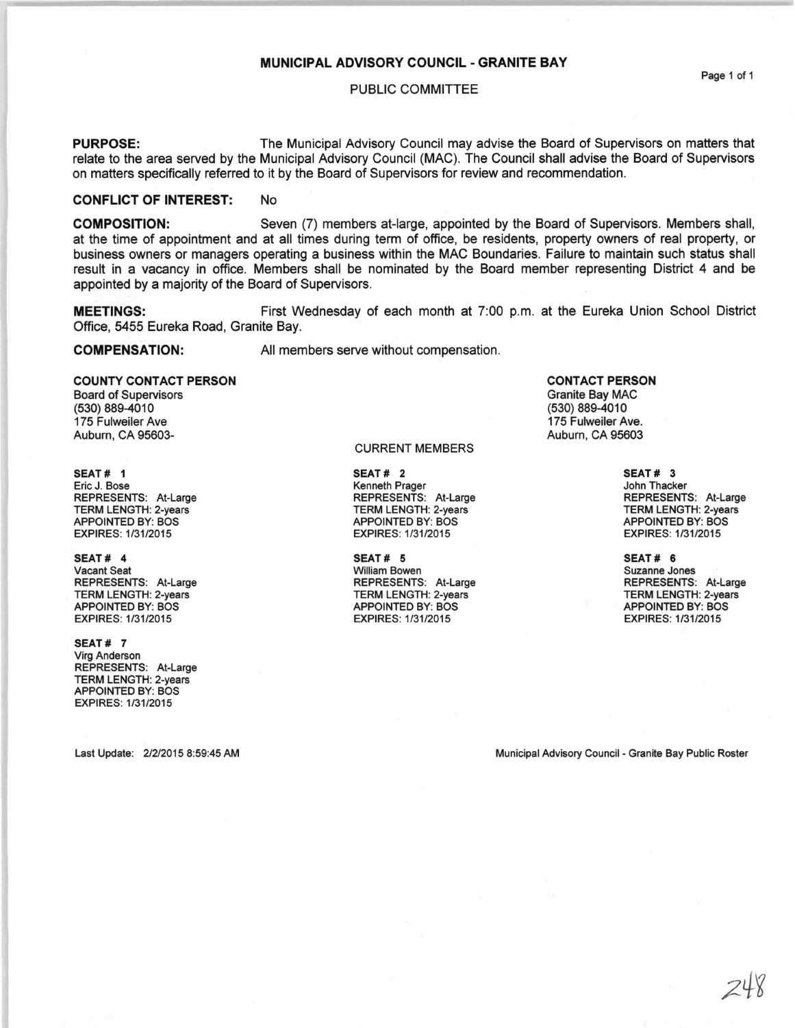# MUNICIPAL ADVISORY COUNCIL - GRANITE BAY

PUBLIC COMMITTEE

**PURPOSE:** The Municipal Advisory Council may advise the Board of Supervisors on matters that relate to the area served by the Municipal Advisory Council (MAC). The Council shall advise the Board of Supervisors on matters specifically referred to it by the Board of Supervisors for review and recommendation.

**CONFLICT OF INTEREST:** No

**COMPOSITION:** Seven (7) members at-large, appointed by the Board of Supervisors. Members shall, at the time of appointment and at all times during term of office, be residents, property owners of real property, or business owners or managers operating a business within the MAC Boundaries. Failure to maintain such status shall result in a vacancy in office. Members shall be nominated by the Board member representing District 4 and be appointed by a majority of the Board of Supervisors.

**MEETINGS:** First Wednesday of each month at 7:00 p.m. at the Eureka Union School District Office, 5455 Eureka Road, Granite Bay.

**COMPENSATION:** All members serve without compensation.

**COUNTY CONTACT PERSON**
Board of Supervisors
(530) 889-4010
175 Fulweiler Ave
Auburn, CA 95603-

**CONTACT PERSON**
Granite Bay MAC
(530) 889-4010
175 Fulweiler Ave.
Auburn, CA 95603

CURRENT MEMBERS

**SEAT # 1**
Eric J. Bose
REPRESENTS: At-Large
TERM LENGTH: 2-years
APPOINTED BY: BOS
EXPIRES: 1/31/2015

**SEAT # 2**
Kenneth Prager
REPRESENTS: At-Large
TERM LENGTH: 2-years
APPOINTED BY: BOS
EXPIRES: 1/31/2015

**SEAT # 3**
John Thacker
REPRESENTS: At-Large
TERM LENGTH: 2-years
APPOINTED BY: BOS
EXPIRES: 1/31/2015

**SEAT # 4**
Vacant Seat
REPRESENTS: At-Large
TERM LENGTH: 2-years
APPOINTED BY: BOS
EXPIRES: 1/31/2015

**SEAT # 5**
William Bowen
REPRESENTS: At-Large
TERM LENGTH: 2-years
APPOINTED BY: BOS
EXPIRES: 1/31/2015

**SEAT # 6**
Suzanne Jones
REPRESENTS: At-Large
TERM LENGTH: 2-years
APPOINTED BY: BOS
EXPIRES: 1/31/2015

**SEAT # 7**
Virg Anderson
REPRESENTS: At-Large
TERM LENGTH: 2-years
APPOINTED BY: BOS
EXPIRES: 1/31/2015

Last Update: 2/2/2015 8:59:45 AM

Municipal Advisory Council - Granite Bay Public Roster